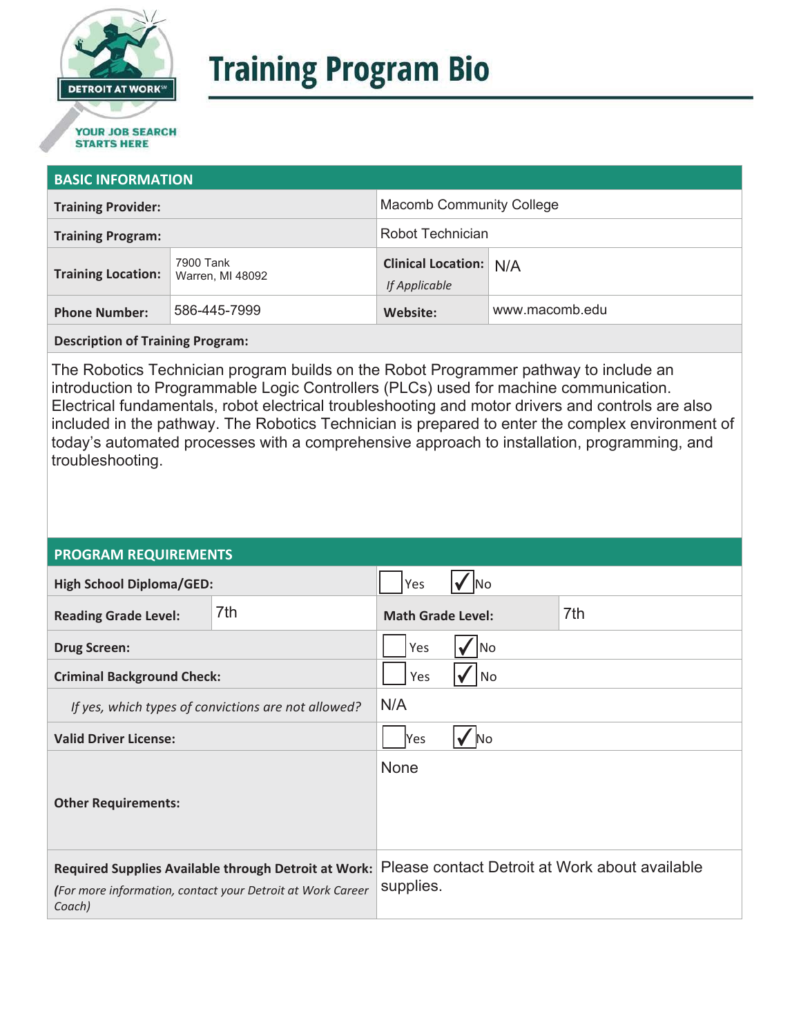# Training Program Bio

## BASIC INFORMATION

| | | | |
|---|---|---|---|
| **Training Provider:** | | Macomb Community College | |
| **Training Program:** | | Robot Technician | |
| **Training Location:** | 7900 Tank<br>Warren, MI 48092 | **Clinical Location:** *If Applicable* | N/A |
| **Phone Number:** | 586-445-7999 | **Website:** | www.macomb.edu |

**Description of Training Program:**

The Robotics Technician program builds on the Robot Programmer pathway to include an introduction to Programmable Logic Controllers (PLCs) used for machine communication. Electrical fundamentals, robot electrical troubleshooting and motor drivers and controls are also included in the pathway. The Robotics Technician is prepared to enter the complex environment of today's automated processes with a comprehensive approach to installation, programming, and troubleshooting.

## PROGRAM REQUIREMENTS

| | | | |
|---|---|---|---|
| **High School Diploma/GED:** | | ☐ Yes ☑ No | |
| **Reading Grade Level:** | 7th | **Math Grade Level:** | 7th |
| **Drug Screen:** | | ☐ Yes ☑ No | |
| **Criminal Background Check:** | | ☐ Yes ☑ No | |
| *If yes, which types of convictions are not allowed?* | | N/A | |
| **Valid Driver License:** | | ☐ Yes ☑ No | |
| **Other Requirements:** | | None | |
| **Required Supplies Available through Detroit at Work:** *(For more information, contact your Detroit at Work Career Coach)* | | Please contact Detroit at Work about available supplies. | |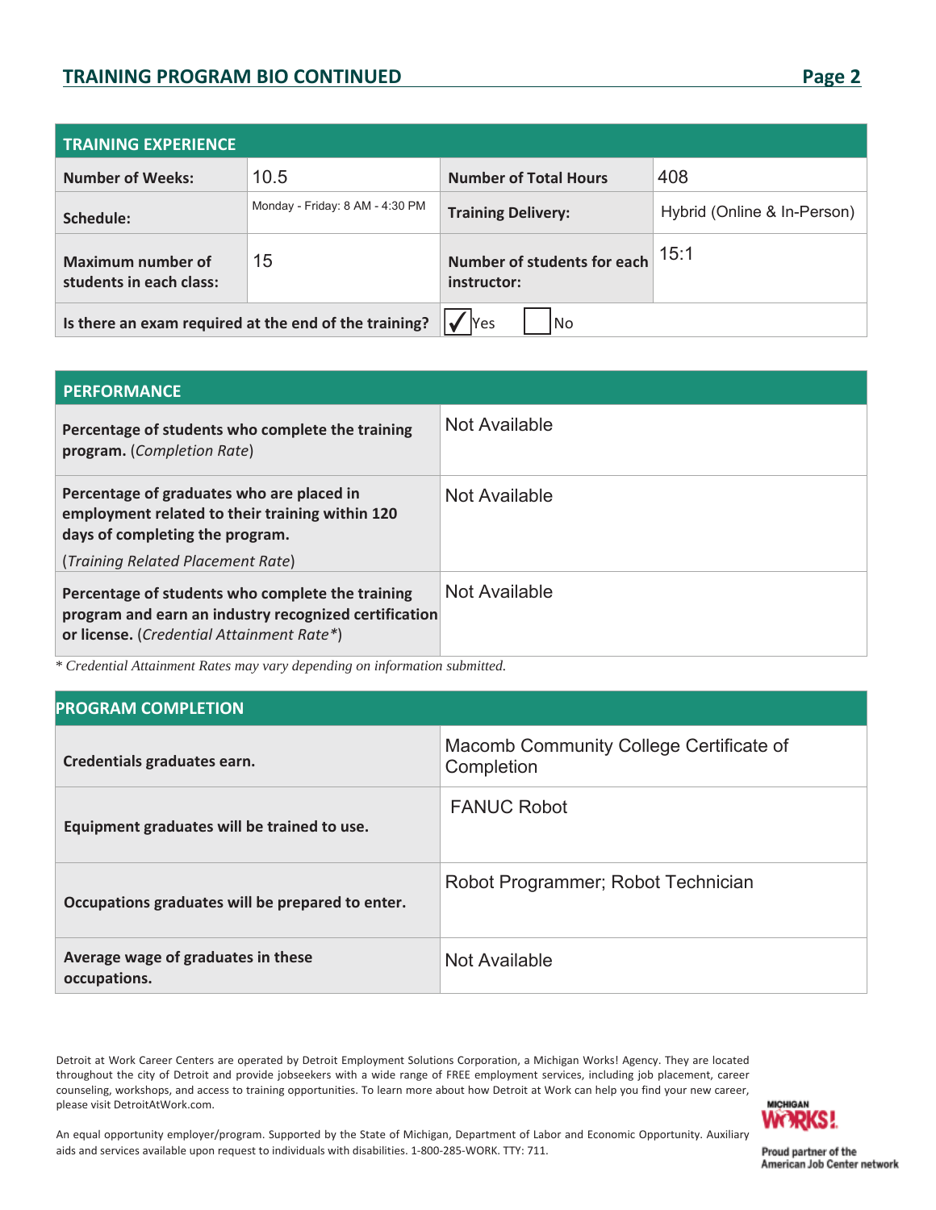## TRAINING PROGRAM BIO CONTINUED

| TRAINING EXPERIENCE | | | |
|---|---|---|---|
| **Number of Weeks:** | 10.5 | **Number of Total Hours** | 408 |
| **Schedule:** | Monday - Friday: 8 AM - 4:30 PM | **Training Delivery:** | Hybrid (Online & In-Person) |
| **Maximum number of students in each class:** | 15 | **Number of students for each instructor:** | 15:1 |
| **Is there an exam required at the end of the training?** | ☑ Yes ☐ No | | |

| PERFORMANCE | |
|---|---|
| **Percentage of students who complete the training program.** (*Completion Rate*) | Not Available |
| **Percentage of graduates who are placed in employment related to their training within 120 days of completing the program.** (*Training Related Placement Rate*) | Not Available |
| **Percentage of students who complete the training program and earn an industry recognized certification or license.** (*Credential Attainment Rate\**) | Not Available |

*\* Credential Attainment Rates may vary depending on information submitted.*

| PROGRAM COMPLETION | |
|---|---|
| **Credentials graduates earn.** | Macomb Community College Certificate of Completion |
| **Equipment graduates will be trained to use.** | FANUC Robot |
| **Occupations graduates will be prepared to enter.** | Robot Programmer; Robot Technician |
| **Average wage of graduates in these occupations.** | Not Available |

Detroit at Work Career Centers are operated by Detroit Employment Solutions Corporation, a Michigan Works! Agency. They are located throughout the city of Detroit and provide jobseekers with a wide range of FREE employment services, including job placement, career counseling, workshops, and access to training opportunities. To learn more about how Detroit at Work can help you find your new career, please visit DetroitAtWork.com.

An equal opportunity employer/program. Supported by the State of Michigan, Department of Labor and Economic Opportunity. Auxiliary aids and services available upon request to individuals with disabilities. 1-800-285-WORK. TTY: 711.

MICHIGAN WORKS! Proud partner of the American Job Center network